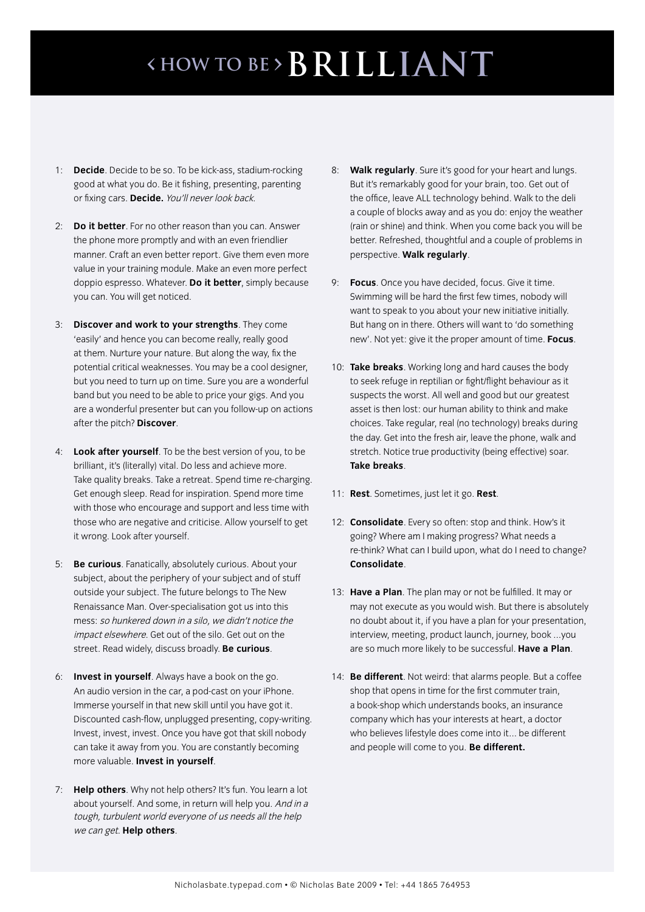# ‹ HOW TO BE › BRILLIANT

1: **Decide**. Decide to be so. To be kick-ass, stadium-rocking good at what you do. Be it fishing, presenting, parenting or fixing cars. **Decide.** *You'll never look back.*

2: **Do it better**. For no other reason than you can. Answer the phone more promptly and with an even friendlier manner. Craft an even better report. Give them even more value in your training module. Make an even more perfect doppio espresso. Whatever. **Do it better**, simply because you can. You will get noticed.

3: **Discover and work to your strengths**. They come 'easily' and hence you can become really, really good at them. Nurture your nature. But along the way, fix the potential critical weaknesses. You may be a cool designer, but you need to turn up on time. Sure you are a wonderful band but you need to be able to price your gigs. And you are a wonderful presenter but can you follow-up on actions after the pitch? **Discover**.

4: **Look after yourself**. To be the best version of you, to be brilliant, it's (literally) vital. Do less and achieve more. Take quality breaks. Take a retreat. Spend time re-charging. Get enough sleep. Read for inspiration. Spend more time with those who encourage and support and less time with those who are negative and criticise. Allow yourself to get it wrong. Look after yourself.

5: **Be curious**. Fanatically, absolutely curious. About your subject, about the periphery of your subject and of stuff outside your subject. The future belongs to The New Renaissance Man. Over-specialisation got us into this mess: *so hunkered down in a silo, we didn't notice the impact elsewhere.* Get out of the silo. Get out on the street. Read widely, discuss broadly. **Be curious**.

6: **Invest in yourself**. Always have a book on the go. An audio version in the car, a pod-cast on your iPhone. Immerse yourself in that new skill until you have got it. Discounted cash-flow, unplugged presenting, copy-writing. Invest, invest, invest. Once you have got that skill nobody can take it away from you. You are constantly becoming more valuable. **Invest in yourself**.

7: **Help others**. Why not help others? It's fun. You learn a lot about yourself. And some, in return will help you. *And in a tough, turbulent world everyone of us needs all the help we can get.* **Help others**.

8: **Walk regularly**. Sure it's good for your heart and lungs. But it's remarkably good for your brain, too. Get out of the office, leave ALL technology behind. Walk to the deli a couple of blocks away and as you do: enjoy the weather (rain or shine) and think. When you come back you will be better. Refreshed, thoughtful and a couple of problems in perspective. **Walk regularly**.

9: **Focus**. Once you have decided, focus. Give it time. Swimming will be hard the first few times, nobody will want to speak to you about your new initiative initially. But hang on in there. Others will want to 'do something new'. Not yet: give it the proper amount of time. **Focus**.

10: **Take breaks**. Working long and hard causes the body to seek refuge in reptilian or fight/flight behaviour as it suspects the worst. All well and good but our greatest asset is then lost: our human ability to think and make choices. Take regular, real (no technology) breaks during the day. Get into the fresh air, leave the phone, walk and stretch. Notice true productivity (being effective) soar. **Take breaks**.

11: **Rest**. Sometimes, just let it go. **Rest**.

12: **Consolidate**. Every so often: stop and think. How's it going? Where am I making progress? What needs a re-think? What can I build upon, what do I need to change? **Consolidate**.

13: **Have a Plan**. The plan may or not be fulfilled. It may or may not execute as you would wish. But there is absolutely no doubt about it, if you have a plan for your presentation, interview, meeting, product launch, journey, book ...you are so much more likely to be successful. **Have a Plan**.

14: **Be different**. Not weird: that alarms people. But a coffee shop that opens in time for the first commuter train, a book-shop which understands books, an insurance company which has your interests at heart, a doctor who believes lifestyle does come into it... be different and people will come to you. **Be different.**

Nicholasbate.typepad.com • © Nicholas Bate 2009 • Tel: +44 1865 764953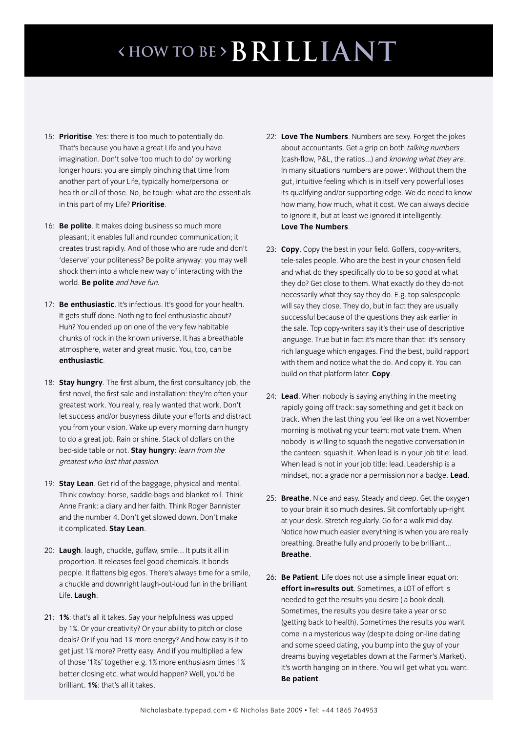# ‹ HOW TO BE › BRILLIANT

15: **Prioritise**. Yes: there is too much to potentially do. That's because you have a great Life and you have imagination. Don't solve 'too much to do' by working longer hours: you are simply pinching that time from another part of your Life, typically home/personal or health or all of those. No, be tough: what are the essentials in this part of my Life? **Prioritise**.

16: **Be polite**. It makes doing business so much more pleasant; it enables full and rounded communication; it creates trust rapidly. And of those who are rude and don't 'deserve' your politeness? Be polite anyway: you may well shock them into a whole new way of interacting with the world. **Be polite** *and have fun*.

17: **Be enthusiastic**. It's infectious. It's good for your health. It gets stuff done. Nothing to feel enthusiastic about? Huh? You ended up on one of the very few habitable chunks of rock in the known universe. It has a breathable atmosphere, water and great music. You, too, can be **enthusiastic**.

18: **Stay hungry**. The first album, the first consultancy job, the first novel, the first sale and installation: they're often your greatest work. You really, really wanted that work. Don't let success and/or busyness dilute your efforts and distract you from your vision. Wake up every morning darn hungry to do a great job. Rain or shine. Stack of dollars on the bed-side table or not. **Stay hungry**: *learn from the greatest who lost that passion*.

19: **Stay Lean**. Get rid of the baggage, physical and mental. Think cowboy: horse, saddle-bags and blanket roll. Think Anne Frank: a diary and her faith. Think Roger Bannister and the number 4. Don't get slowed down. Don't make it complicated. **Stay Lean**.

20: **Laugh**. laugh, chuckle, guffaw, smile... It puts it all in proportion. It releases feel good chemicals. It bonds people. It flattens big egos. There's always time for a smile, a chuckle and downright laugh-out-loud fun in the brilliant Life. **Laugh**.

21: **1%**: that's all it takes. Say your helpfulness was upped by 1%. Or your creativity? Or your ability to pitch or close deals? Or if you had 1% more energy? And how easy is it to get just 1% more? Pretty easy. And if you multiplied a few of those '1%s' together e.g. 1% more enthusiasm times 1% better closing etc. what would happen? Well, you'd be brilliant. **1%**: that's all it takes.

22: **Love The Numbers**. Numbers are sexy. Forget the jokes about accountants. Get a grip on both *talking numbers* (cash-flow, P&L, the ratios...) and *knowing what they are*. In many situations numbers are power. Without them the gut, intuitive feeling which is in itself very powerful loses its qualifying and/or supporting edge. We do need to know how many, how much, what it cost. We can always decide to ignore it, but at least we ignored it intelligently. **Love The Numbers**.

23: **Copy**. Copy the best in your field. Golfers, copy-writers, tele-sales people. Who are the best in your chosen field and what do they specifically do to be so good at what they do? Get close to them. What exactly do they do-not necessarily what they say they do. E.g. top salespeople will say they close. They do, but in fact they are usually successful because of the questions they ask earlier in the sale. Top copy-writers say it's their use of descriptive language. True but in fact it's more than that: it's sensory rich language which engages. Find the best, build rapport with them and notice what the do. And copy it. You can build on that platform later. **Copy**.

24: **Lead**. When nobody is saying anything in the meeting rapidly going off track: say something and get it back on track. When the last thing you feel like on a wet November morning is motivating your team: motivate them. When nobody is willing to squash the negative conversation in the canteen: squash it. When lead is in your job title: lead. When lead is not in your job title: lead. Leadership is a mindset, not a grade nor a permission nor a badge. **Lead**.

25: **Breathe**. Nice and easy. Steady and deep. Get the oxygen to your brain it so much desires. Sit comfortably up-right at your desk. Stretch regularly. Go for a walk mid-day. Notice how much easier everything is when you are really breathing. Breathe fully and properly to be brilliant... **Breathe**.

26: **Be Patient**. Life does not use a simple linear equation: **effort in=results out**. Sometimes, a LOT of effort is needed to get the results you desire ( a book deal). Sometimes, the results you desire take a year or so (getting back to health). Sometimes the results you want come in a mysterious way (despite doing on-line dating and some speed dating, you bump into the guy of your dreams buying vegetables down at the Farmer's Market). It's worth hanging on in there. You will get what you want. **Be patient**.

Nicholasbate.typepad.com • © Nicholas Bate 2009 • Tel: +44 1865 764953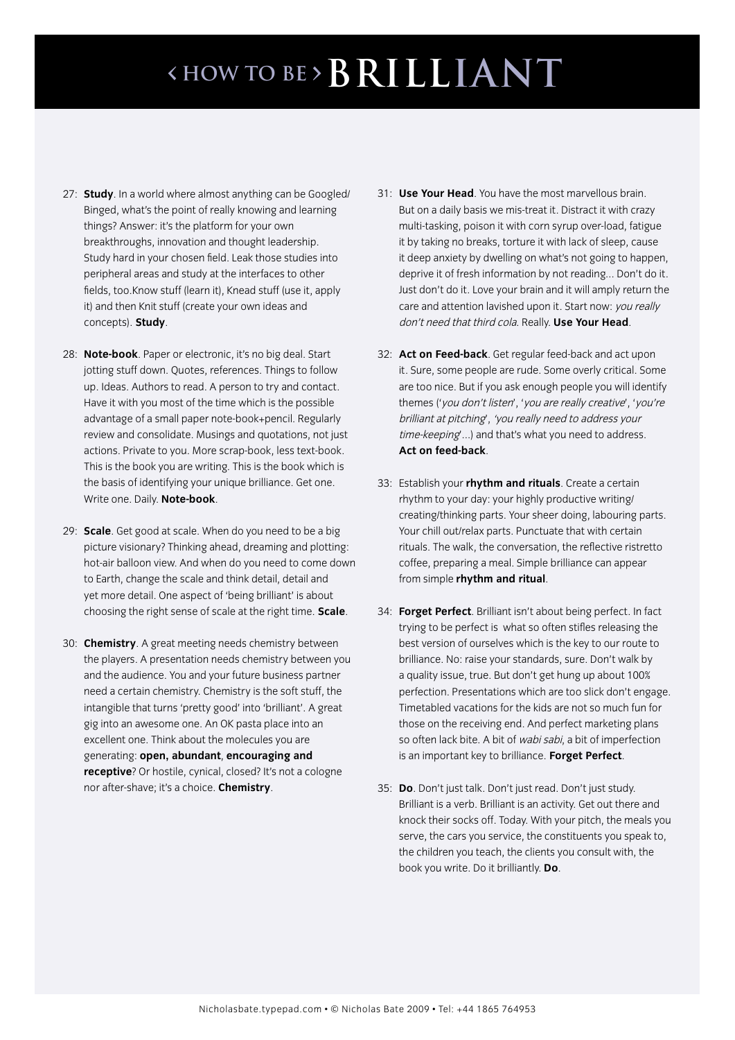# ‹ HOW TO BE › BRILLIANT

27: **Study**. In a world where almost anything can be Googled/Binged, what's the point of really knowing and learning things? Answer: it's the platform for your own breakthroughs, innovation and thought leadership. Study hard in your chosen field. Leak those studies into peripheral areas and study at the interfaces to other fields, too.Know stuff (learn it), Knead stuff (use it, apply it) and then Knit stuff (create your own ideas and concepts). **Study**.

28: **Note-book**. Paper or electronic, it's no big deal. Start jotting stuff down. Quotes, references. Things to follow up. Ideas. Authors to read. A person to try and contact. Have it with you most of the time which is the possible advantage of a small paper note-book+pencil. Regularly review and consolidate. Musings and quotations, not just actions. Private to you. More scrap-book, less text-book. This is the book you are writing. This is the book which is the basis of identifying your unique brilliance. Get one. Write one. Daily. **Note-book**.

29: **Scale**. Get good at scale. When do you need to be a big picture visionary? Thinking ahead, dreaming and plotting: hot-air balloon view. And when do you need to come down to Earth, change the scale and think detail, detail and yet more detail. One aspect of 'being brilliant' is about choosing the right sense of scale at the right time. **Scale**.

30: **Chemistry**. A great meeting needs chemistry between the players. A presentation needs chemistry between you and the audience. You and your future business partner need a certain chemistry. Chemistry is the soft stuff, the intangible that turns 'pretty good' into 'brilliant'. A great gig into an awesome one. An OK pasta place into an excellent one. Think about the molecules you are generating: **open, abundant**, **encouraging and receptive**? Or hostile, cynical, closed? It's not a cologne nor after-shave; it's a choice. **Chemistry**.

31: **Use Your Head**. You have the most marvellous brain. But on a daily basis we mis-treat it. Distract it with crazy multi-tasking, poison it with corn syrup over-load, fatigue it by taking no breaks, torture it with lack of sleep, cause it deep anxiety by dwelling on what's not going to happen, deprive it of fresh information by not reading... Don't do it. Just don't do it. Love your brain and it will amply return the care and attention lavished upon it. Start now: *you really don't need that third cola*. Really. **Use Your Head**.

32: **Act on Feed-back**. Get regular feed-back and act upon it. Sure, some people are rude. Some overly critical. Some are too nice. But if you ask enough people you will identify themes ('*you don't listen*', '*you are really creative*', '*you're brilliant at pitching*', '*you really need to address your time-keeping*'...) and that's what you need to address. **Act on feed-back**.

33: Establish your **rhythm and rituals**. Create a certain rhythm to your day: your highly productive writing/creating/thinking parts. Your sheer doing, labouring parts. Your chill out/relax parts. Punctuate that with certain rituals. The walk, the conversation, the reflective ristretto coffee, preparing a meal. Simple brilliance can appear from simple **rhythm and ritual**.

34: **Forget Perfect**. Brilliant isn't about being perfect. In fact trying to be perfect is what so often stifles releasing the best version of ourselves which is the key to our route to brilliance. No: raise your standards, sure. Don't walk by a quality issue, true. But don't get hung up about 100% perfection. Presentations which are too slick don't engage. Timetabled vacations for the kids are not so much fun for those on the receiving end. And perfect marketing plans so often lack bite. A bit of *wabi sabi*, a bit of imperfection is an important key to brilliance. **Forget Perfect**.

35: **Do**. Don't just talk. Don't just read. Don't just study. Brilliant is a verb. Brilliant is an activity. Get out there and knock their socks off. Today. With your pitch, the meals you serve, the cars you service, the constituents you speak to, the children you teach, the clients you consult with, the book you write. Do it brilliantly. **Do**.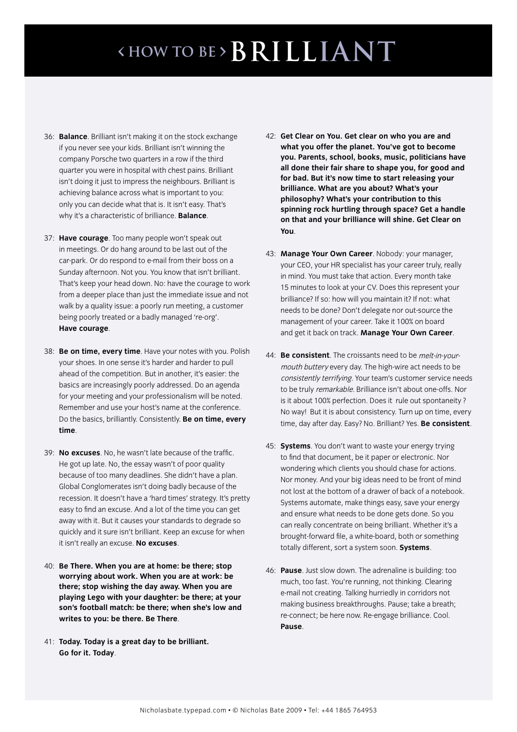# ‹ HOW TO BE › BRILLIANT

36: **Balance**. Brilliant isn't making it on the stock exchange if you never see your kids. Brilliant isn't winning the company Porsche two quarters in a row if the third quarter you were in hospital with chest pains. Brilliant isn't doing it just to impress the neighbours. Brilliant is achieving balance across what is important to you: only you can decide what that is. It isn't easy. That's why it's a characteristic of brilliance. **Balance**.

37: **Have courage**. Too many people won't speak out in meetings. Or do hang around to be last out of the car-park. Or do respond to e-mail from their boss on a Sunday afternoon. Not you. You know that isn't brilliant. That's keep your head down. No: have the courage to work from a deeper place than just the immediate issue and not walk by a quality issue: a poorly run meeting, a customer being poorly treated or a badly managed 're-org'. **Have courage**.

38: **Be on time, every time**. Have your notes with you. Polish your shoes. In one sense it's harder and harder to pull ahead of the competition. But in another, it's easier: the basics are increasingly poorly addressed. Do an agenda for your meeting and your professionalism will be noted. Remember and use your host's name at the conference. Do the basics, brilliantly. Consistently. **Be on time, every time**.

39: **No excuses**. No, he wasn't late because of the traffic. He got up late. No, the essay wasn't of poor quality because of too many deadlines. She didn't have a plan. Global Conglomerates isn't doing badly because of the recession. It doesn't have a 'hard times' strategy. It's pretty easy to find an excuse. And a lot of the time you can get away with it. But it causes your standards to degrade so quickly and it sure isn't brilliant. Keep an excuse for when it isn't really an excuse. **No excuses**.

40: **Be There. When you are at home: be there; stop worrying about work. When you are at work: be there; stop wishing the day away. When you are playing Lego with your daughter: be there; at your son's football match: be there; when she's low and writes to you: be there. Be There**.

41: **Today. Today is a great day to be brilliant. Go for it. Today**.

42: **Get Clear on You. Get clear on who you are and what you offer the planet. You've got to become you. Parents, school, books, music, politicians have all done their fair share to shape you, for good and for bad. But it's now time to start releasing your brilliance. What are you about? What's your philosophy? What's your contribution to this spinning rock hurtling through space? Get a handle on that and your brilliance will shine. Get Clear on You**.

43: **Manage Your Own Career**. Nobody: your manager, your CEO, your HR specialist has your career truly, really in mind. You must take that action. Every month take 15 minutes to look at your CV. Does this represent your brilliance? If so: how will you maintain it? If not: what needs to be done? Don't delegate nor out-source the management of your career. Take it 100% on board and get it back on track. **Manage Your Own Career**.

44: **Be consistent**. The croissants need to be *melt-in-your-mouth buttery* every day. The high-wire act needs to be *consistently terrifying*. Your team's customer service needs to be truly *remarkable*. Brilliance isn't about one-offs. Nor is it about 100% perfection. Does it rule out spontaneity ? No way! But it is about consistency. Turn up on time, every time, day after day. Easy? No. Brilliant? Yes. **Be consistent**.

45: **Systems**. You don't want to waste your energy trying to find that document, be it paper or electronic. Nor wondering which clients you should chase for actions. Nor money. And your big ideas need to be front of mind not lost at the bottom of a drawer of back of a notebook. Systems automate, make things easy, save your energy and ensure what needs to be done gets done. So you can really concentrate on being brilliant. Whether it's a brought-forward file, a white-board, both or something totally different, sort a system soon. **Systems**.

46: **Pause**. Just slow down. The adrenaline is building: too much, too fast. You're running, not thinking. Clearing e-mail not creating. Talking hurriedly in corridors not making business breakthroughs. Pause; take a breath; re-connect; be here now. Re-engage brilliance. Cool. **Pause**.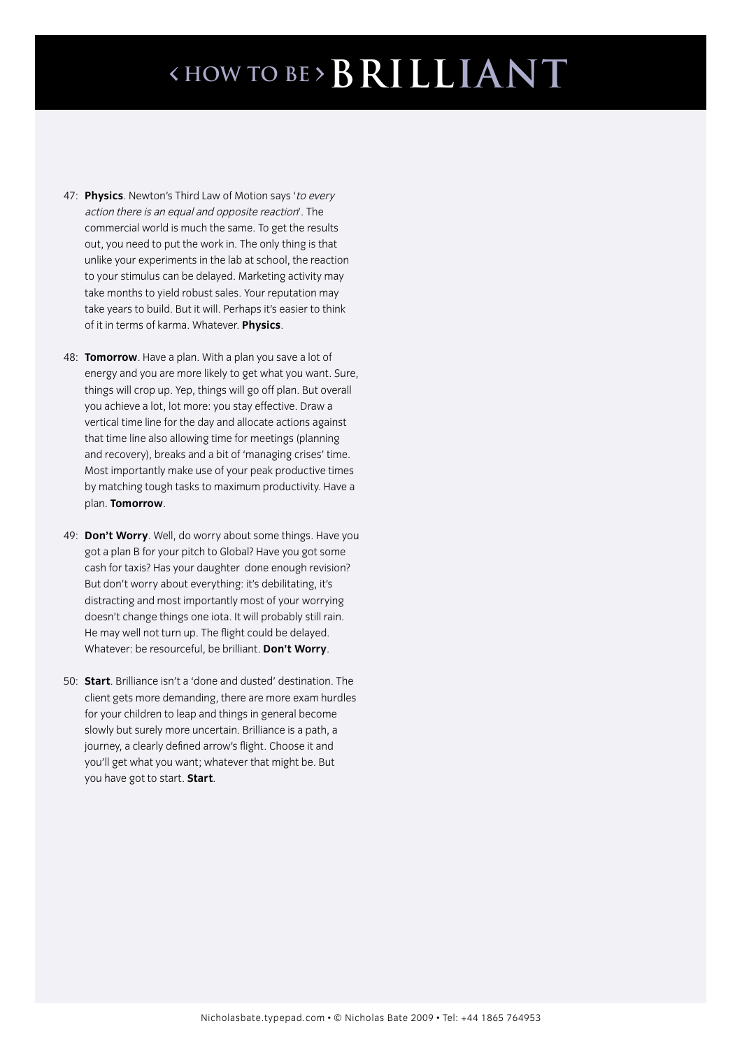47: **Physics**. Newton's Third Law of Motion says '*to every action there is an equal and opposite reaction*'. The commercial world is much the same. To get the results out, you need to put the work in. The only thing is that unlike your experiments in the lab at school, the reaction to your stimulus can be delayed. Marketing activity may take months to yield robust sales. Your reputation may take years to build. But it will. Perhaps it's easier to think of it in terms of karma. Whatever. **Physics**.

48: **Tomorrow**. Have a plan. With a plan you save a lot of energy and you are more likely to get what you want. Sure, things will crop up. Yep, things will go off plan. But overall you achieve a lot, lot more: you stay effective. Draw a vertical time line for the day and allocate actions against that time line also allowing time for meetings (planning and recovery), breaks and a bit of 'managing crises' time. Most importantly make use of your peak productive times by matching tough tasks to maximum productivity. Have a plan. **Tomorrow**.

49: **Don't Worry**. Well, do worry about some things. Have you got a plan B for your pitch to Global? Have you got some cash for taxis? Has your daughter done enough revision? But don't worry about everything: it's debilitating, it's distracting and most importantly most of your worrying doesn't change things one iota. It will probably still rain. He may well not turn up. The flight could be delayed. Whatever: be resourceful, be brilliant. **Don't Worry**.

50: **Start**. Brilliance isn't a 'done and dusted' destination. The client gets more demanding, there are more exam hurdles for your children to leap and things in general become slowly but surely more uncertain. Brilliance is a path, a journey, a clearly defined arrow's flight. Choose it and you'll get what you want; whatever that might be. But you have got to start. **Start**.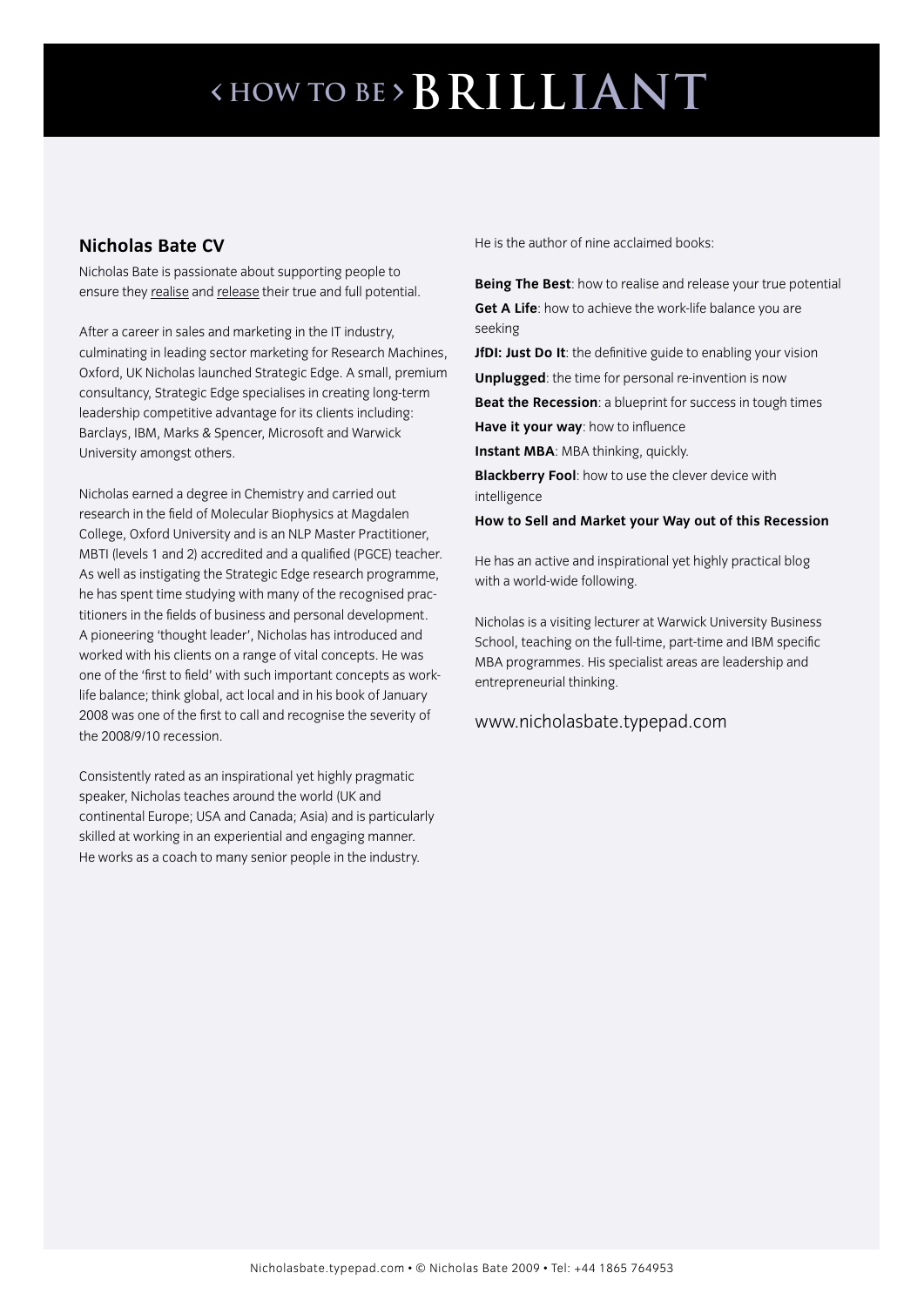## Nicholas Bate CV

Nicholas Bate is passionate about supporting people to ensure they realise and release their true and full potential.

After a career in sales and marketing in the IT industry, culminating in leading sector marketing for Research Machines, Oxford, UK Nicholas launched Strategic Edge. A small, premium consultancy, Strategic Edge specialises in creating long-term leadership competitive advantage for its clients including: Barclays, IBM, Marks & Spencer, Microsoft and Warwick University amongst others.

Nicholas earned a degree in Chemistry and carried out research in the field of Molecular Biophysics at Magdalen College, Oxford University and is an NLP Master Practitioner, MBTI (levels 1 and 2) accredited and a qualified (PGCE) teacher. As well as instigating the Strategic Edge research programme, he has spent time studying with many of the recognised practitioners in the fields of business and personal development. A pioneering 'thought leader', Nicholas has introduced and worked with his clients on a range of vital concepts. He was one of the 'first to field' with such important concepts as work-life balance; think global, act local and in his book of January 2008 was one of the first to call and recognise the severity of the 2008/9/10 recession.

Consistently rated as an inspirational yet highly pragmatic speaker, Nicholas teaches around the world (UK and continental Europe; USA and Canada; Asia) and is particularly skilled at working in an experiential and engaging manner. He works as a coach to many senior people in the industry.

He is the author of nine acclaimed books:

**Being The Best**: how to realise and release your true potential

**Get A Life**: how to achieve the work-life balance you are seeking

**JfDI: Just Do It**: the definitive guide to enabling your vision

**Unplugged**: the time for personal re-invention is now

**Beat the Recession**: a blueprint for success in tough times

**Have it your way**: how to influence

**Instant MBA**: MBA thinking, quickly.

**Blackberry Fool**: how to use the clever device with intelligence

**How to Sell and Market your Way out of this Recession**

He has an active and inspirational yet highly practical blog with a world-wide following.

Nicholas is a visiting lecturer at Warwick University Business School, teaching on the full-time, part-time and IBM specific MBA programmes. His specialist areas are leadership and entrepreneurial thinking.

www.nicholasbate.typepad.com